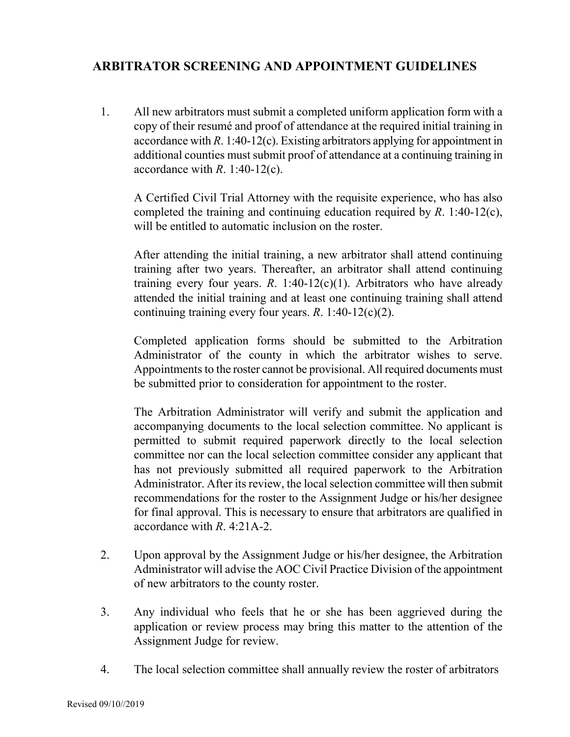## ARBITRATOR SCREENING AND APPOINTMENT GUIDELINES

1. All new arbitrators must submit a completed uniform application form with a copy of their resumé and proof of attendance at the required initial training in accordance with *R*. 1:40-12(c). Existing arbitrators applying for appointment in additional counties must submit proof of attendance at a continuing training in accordance with *R*. 1:40-12(c).

   A Certified Civil Trial Attorney with the requisite experience, who has also completed the training and continuing education required by *R*. 1:40-12(c), will be entitled to automatic inclusion on the roster.

   After attending the initial training, a new arbitrator shall attend continuing training after two years. Thereafter, an arbitrator shall attend continuing training every four years. *R*. 1:40-12(c)(1). Arbitrators who have already attended the initial training and at least one continuing training shall attend continuing training every four years. *R*. 1:40-12(c)(2).

   Completed application forms should be submitted to the Arbitration Administrator of the county in which the arbitrator wishes to serve. Appointments to the roster cannot be provisional. All required documents must be submitted prior to consideration for appointment to the roster.

   The Arbitration Administrator will verify and submit the application and accompanying documents to the local selection committee. No applicant is permitted to submit required paperwork directly to the local selection committee nor can the local selection committee consider any applicant that has not previously submitted all required paperwork to the Arbitration Administrator. After its review, the local selection committee will then submit recommendations for the roster to the Assignment Judge or his/her designee for final approval. This is necessary to ensure that arbitrators are qualified in accordance with *R*. 4:21A-2.

2. Upon approval by the Assignment Judge or his/her designee, the Arbitration Administrator will advise the AOC Civil Practice Division of the appointment of new arbitrators to the county roster.

3. Any individual who feels that he or she has been aggrieved during the application or review process may bring this matter to the attention of the Assignment Judge for review.

4. The local selection committee shall annually review the roster of arbitrators

Revised 09/10//2019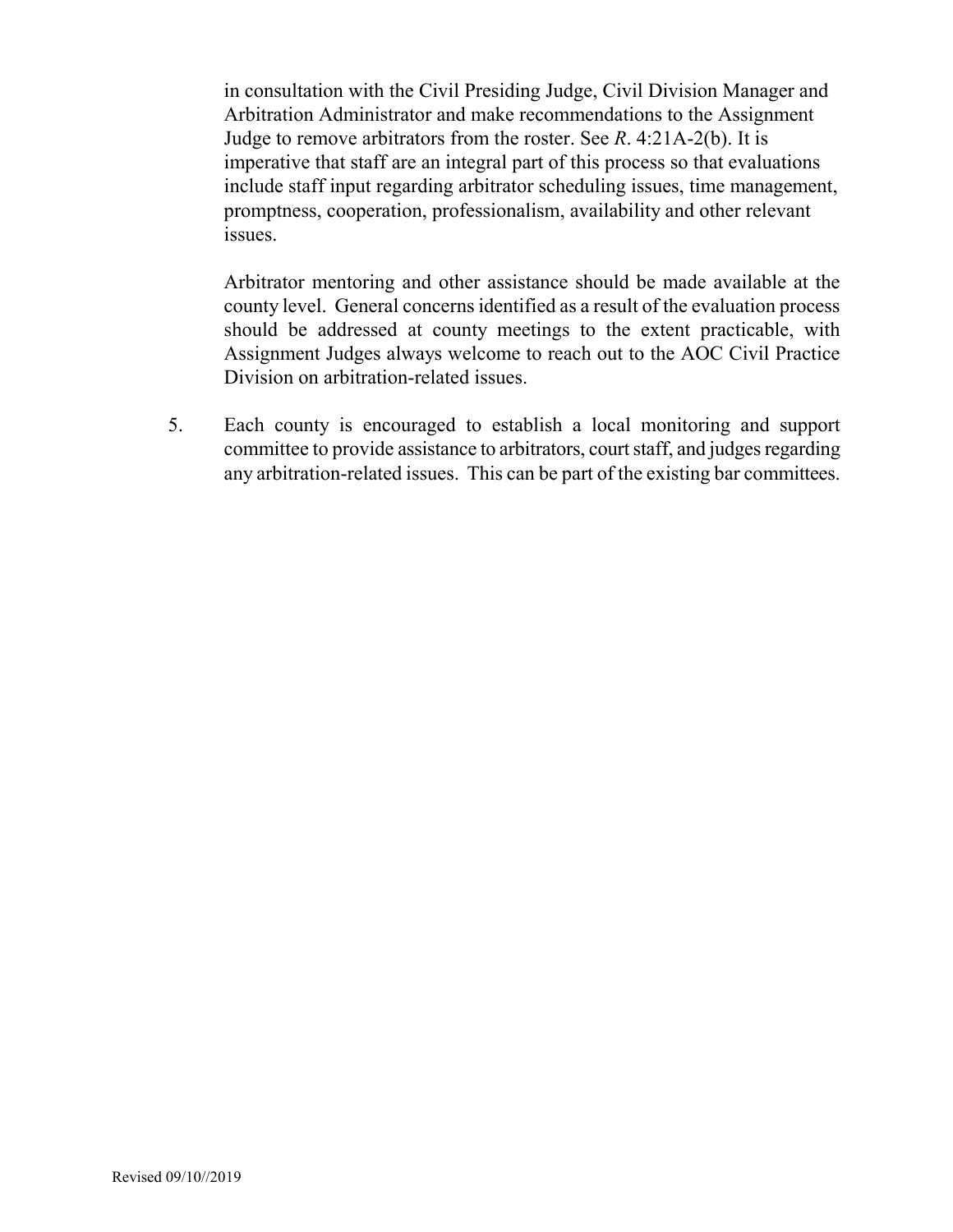in consultation with the Civil Presiding Judge, Civil Division Manager and Arbitration Administrator and make recommendations to the Assignment Judge to remove arbitrators from the roster. See *R*. 4:21A-2(b). It is imperative that staff are an integral part of this process so that evaluations include staff input regarding arbitrator scheduling issues, time management, promptness, cooperation, professionalism, availability and other relevant issues.

Arbitrator mentoring and other assistance should be made available at the county level. General concerns identified as a result of the evaluation process should be addressed at county meetings to the extent practicable, with Assignment Judges always welcome to reach out to the AOC Civil Practice Division on arbitration-related issues.

5. Each county is encouraged to establish a local monitoring and support committee to provide assistance to arbitrators, court staff, and judges regarding any arbitration-related issues. This can be part of the existing bar committees.

Revised 09/10//2019